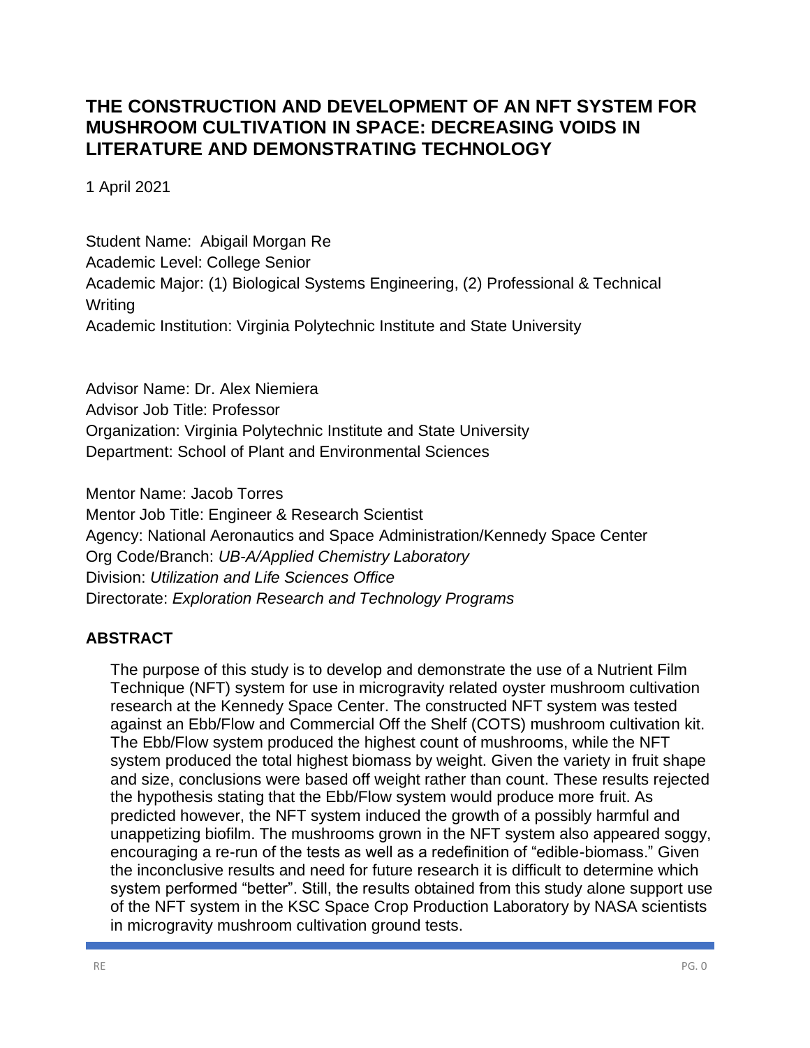# THE CONSTRUCTION AND DEVELOPMENT OF AN NFT SYSTEM FOR MUSHROOM CULTIVATION IN SPACE: DECREASING VOIDS IN LITERATURE AND DEMONSTRATING TECHNOLOGY

1 April 2021

Student Name: Abigail Morgan Re
Academic Level: College Senior
Academic Major: (1) Biological Systems Engineering, (2) Professional & Technical Writing
Academic Institution: Virginia Polytechnic Institute and State University

Advisor Name: Dr. Alex Niemiera
Advisor Job Title: Professor
Organization: Virginia Polytechnic Institute and State University
Department: School of Plant and Environmental Sciences

Mentor Name: Jacob Torres
Mentor Job Title: Engineer & Research Scientist
Agency: National Aeronautics and Space Administration/Kennedy Space Center
Org Code/Branch: *UB-A/Applied Chemistry Laboratory*
Division: *Utilization and Life Sciences Office*
Directorate: *Exploration Research and Technology Programs*

## ABSTRACT

The purpose of this study is to develop and demonstrate the use of a Nutrient Film Technique (NFT) system for use in microgravity related oyster mushroom cultivation research at the Kennedy Space Center. The constructed NFT system was tested against an Ebb/Flow and Commercial Off the Shelf (COTS) mushroom cultivation kit. The Ebb/Flow system produced the highest count of mushrooms, while the NFT system produced the total highest biomass by weight. Given the variety in fruit shape and size, conclusions were based off weight rather than count. These results rejected the hypothesis stating that the Ebb/Flow system would produce more fruit. As predicted however, the NFT system induced the growth of a possibly harmful and unappetizing biofilm. The mushrooms grown in the NFT system also appeared soggy, encouraging a re-run of the tests as well as a redefinition of "edible-biomass." Given the inconclusive results and need for future research it is difficult to determine which system performed "better". Still, the results obtained from this study alone support use of the NFT system in the KSC Space Crop Production Laboratory by NASA scientists in microgravity mushroom cultivation ground tests.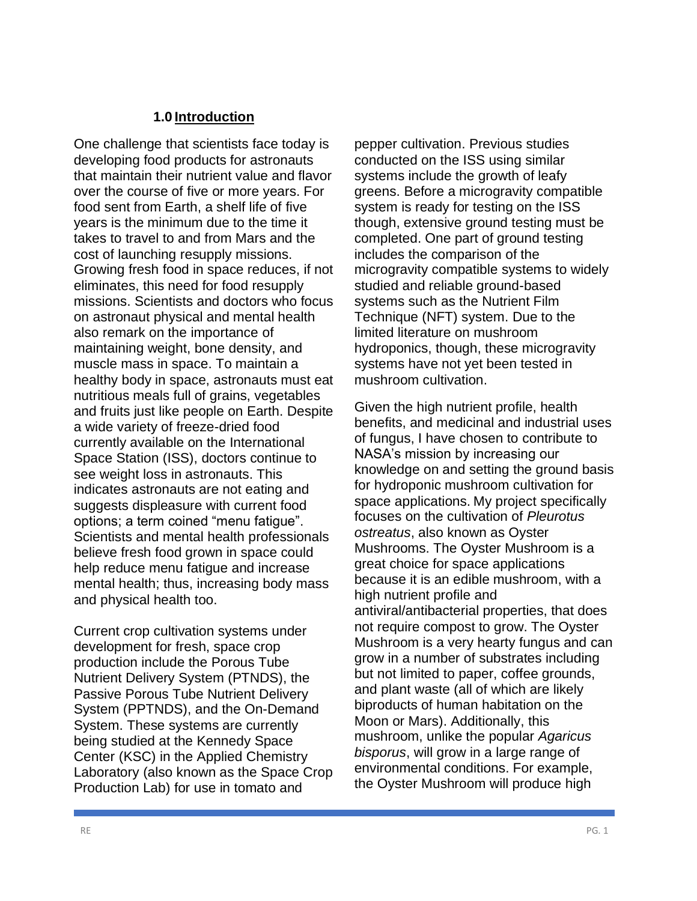## 1.0 Introduction

One challenge that scientists face today is developing food products for astronauts that maintain their nutrient value and flavor over the course of five or more years. For food sent from Earth, a shelf life of five years is the minimum due to the time it takes to travel to and from Mars and the cost of launching resupply missions. Growing fresh food in space reduces, if not eliminates, this need for food resupply missions. Scientists and doctors who focus on astronaut physical and mental health also remark on the importance of maintaining weight, bone density, and muscle mass in space. To maintain a healthy body in space, astronauts must eat nutritious meals full of grains, vegetables and fruits just like people on Earth. Despite a wide variety of freeze-dried food currently available on the International Space Station (ISS), doctors continue to see weight loss in astronauts. This indicates astronauts are not eating and suggests displeasure with current food options; a term coined "menu fatigue". Scientists and mental health professionals believe fresh food grown in space could help reduce menu fatigue and increase mental health; thus, increasing body mass and physical health too.

Current crop cultivation systems under development for fresh, space crop production include the Porous Tube Nutrient Delivery System (PTNDS), the Passive Porous Tube Nutrient Delivery System (PPTNDS), and the On-Demand System. These systems are currently being studied at the Kennedy Space Center (KSC) in the Applied Chemistry Laboratory (also known as the Space Crop Production Lab) for use in tomato and pepper cultivation. Previous studies conducted on the ISS using similar systems include the growth of leafy greens. Before a microgravity compatible system is ready for testing on the ISS though, extensive ground testing must be completed. One part of ground testing includes the comparison of the microgravity compatible systems to widely studied and reliable ground-based systems such as the Nutrient Film Technique (NFT) system. Due to the limited literature on mushroom hydroponics, though, these microgravity systems have not yet been tested in mushroom cultivation.

Given the high nutrient profile, health benefits, and medicinal and industrial uses of fungus, I have chosen to contribute to NASA's mission by increasing our knowledge on and setting the ground basis for hydroponic mushroom cultivation for space applications. My project specifically focuses on the cultivation of *Pleurotus ostreatus*, also known as Oyster Mushrooms. The Oyster Mushroom is a great choice for space applications because it is an edible mushroom, with a high nutrient profile and antiviral/antibacterial properties, that does not require compost to grow. The Oyster Mushroom is a very hearty fungus and can grow in a number of substrates including but not limited to paper, coffee grounds, and plant waste (all of which are likely biproducts of human habitation on the Moon or Mars). Additionally, this mushroom, unlike the popular *Agaricus bisporus*, will grow in a large range of environmental conditions. For example, the Oyster Mushroom will produce high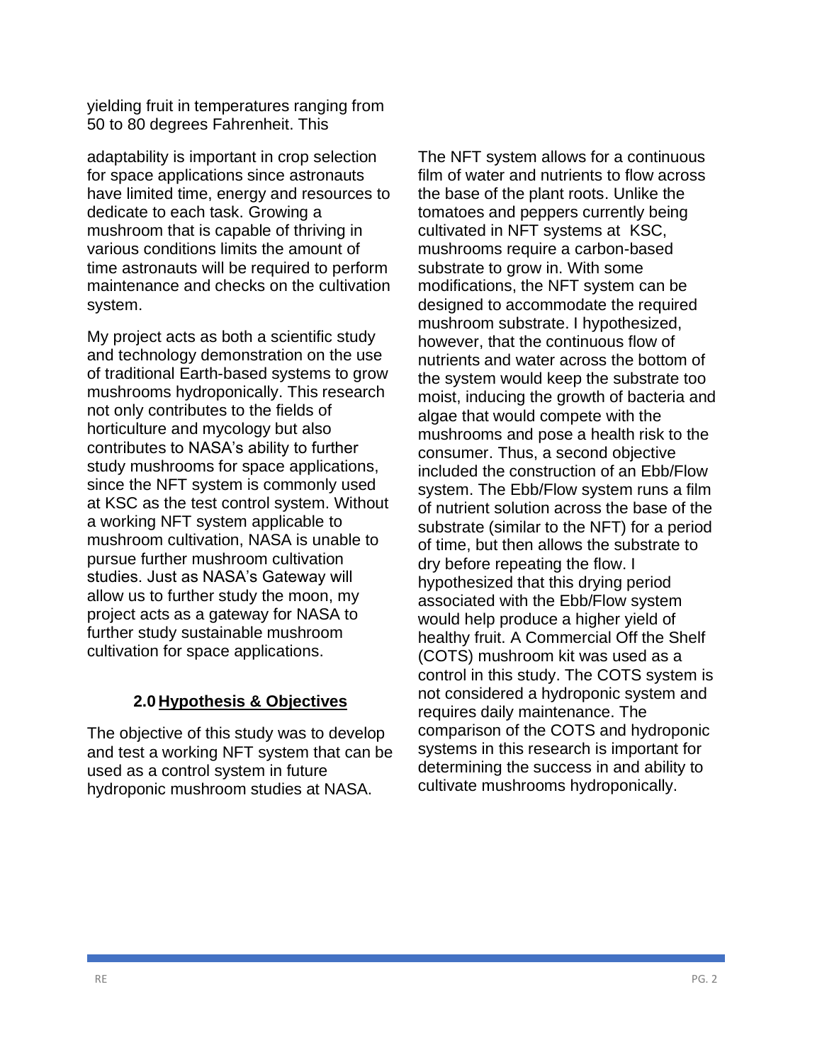yielding fruit in temperatures ranging from 50 to 80 degrees Fahrenheit. This adaptability is important in crop selection for space applications since astronauts have limited time, energy and resources to dedicate to each task. Growing a mushroom that is capable of thriving in various conditions limits the amount of time astronauts will be required to perform maintenance and checks on the cultivation system.

My project acts as both a scientific study and technology demonstration on the use of traditional Earth-based systems to grow mushrooms hydroponically. This research not only contributes to the fields of horticulture and mycology but also contributes to NASA's ability to further study mushrooms for space applications, since the NFT system is commonly used at KSC as the test control system. Without a working NFT system applicable to mushroom cultivation, NASA is unable to pursue further mushroom cultivation studies. Just as NASA's Gateway will allow us to further study the moon, my project acts as a gateway for NASA to further study sustainable mushroom cultivation for space applications.

## 2.0 Hypothesis & Objectives

The objective of this study was to develop and test a working NFT system that can be used as a control system in future hydroponic mushroom studies at NASA.

The NFT system allows for a continuous film of water and nutrients to flow across the base of the plant roots. Unlike the tomatoes and peppers currently being cultivated in NFT systems at KSC, mushrooms require a carbon-based substrate to grow in. With some modifications, the NFT system can be designed to accommodate the required mushroom substrate. I hypothesized, however, that the continuous flow of nutrients and water across the bottom of the system would keep the substrate too moist, inducing the growth of bacteria and algae that would compete with the mushrooms and pose a health risk to the consumer. Thus, a second objective included the construction of an Ebb/Flow system. The Ebb/Flow system runs a film of nutrient solution across the base of the substrate (similar to the NFT) for a period of time, but then allows the substrate to dry before repeating the flow. I hypothesized that this drying period associated with the Ebb/Flow system would help produce a higher yield of healthy fruit. A Commercial Off the Shelf (COTS) mushroom kit was used as a control in this study. The COTS system is not considered a hydroponic system and requires daily maintenance. The comparison of the COTS and hydroponic systems in this research is important for determining the success in and ability to cultivate mushrooms hydroponically.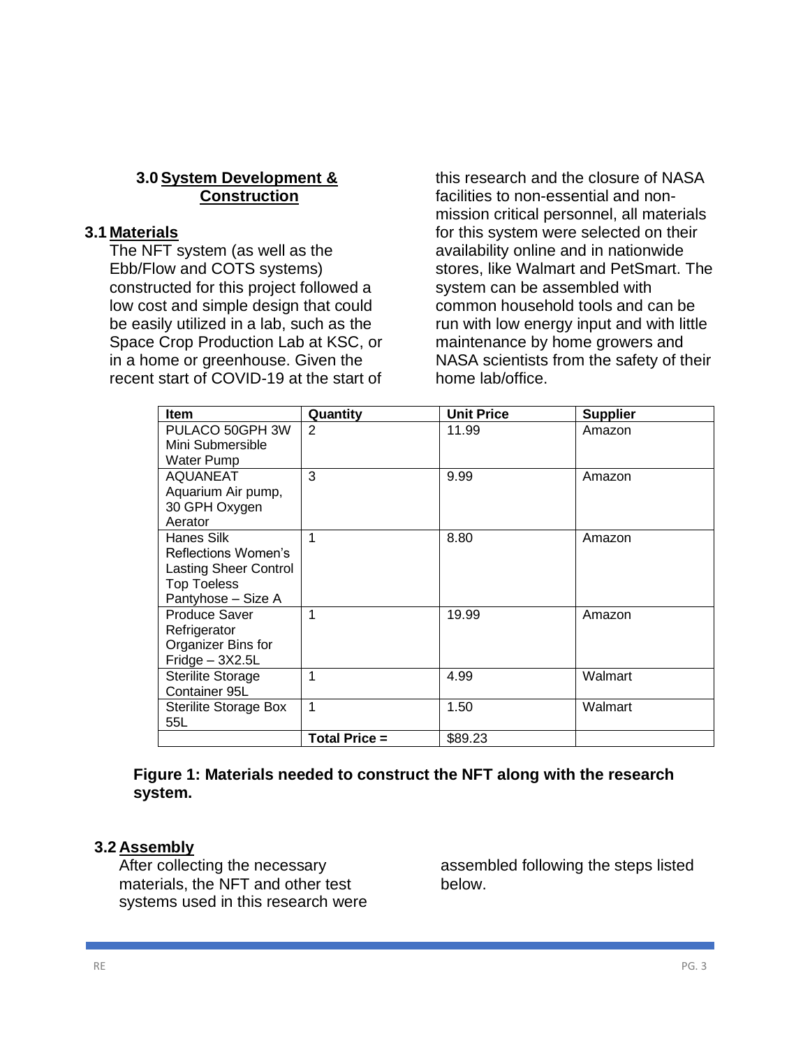## 3.0 System Development & Construction

### 3.1 Materials

The NFT system (as well as the Ebb/Flow and COTS systems) constructed for this project followed a low cost and simple design that could be easily utilized in a lab, such as the Space Crop Production Lab at KSC, or in a home or greenhouse. Given the recent start of COVID-19 at the start of this research and the closure of NASA facilities to non-essential and non-mission critical personnel, all materials for this system were selected on their availability online and in nationwide stores, like Walmart and PetSmart. The system can be assembled with common household tools and can be run with low energy input and with little maintenance by home growers and NASA scientists from the safety of their home lab/office.

| Item | Quantity | Unit Price | Supplier |
|---|---|---|---|
| PULACO 50GPH 3W Mini Submersible Water Pump | 2 | 11.99 | Amazon |
| AQUANEAT Aquarium Air pump, 30 GPH Oxygen Aerator | 3 | 9.99 | Amazon |
| Hanes Silk Reflections Women's Lasting Sheer Control Top Toeless Pantyhose – Size A | 1 | 8.80 | Amazon |
| Produce Saver Refrigerator Organizer Bins for Fridge – 3X2.5L | 1 | 19.99 | Amazon |
| Sterilite Storage Container 95L | 1 | 4.99 | Walmart |
| Sterilite Storage Box 55L | 1 | 1.50 | Walmart |
| | **Total Price =** | $89.23 | |

**Figure 1: Materials needed to construct the NFT along with the research system.**

### 3.2 Assembly

After collecting the necessary materials, the NFT and other test systems used in this research were assembled following the steps listed below.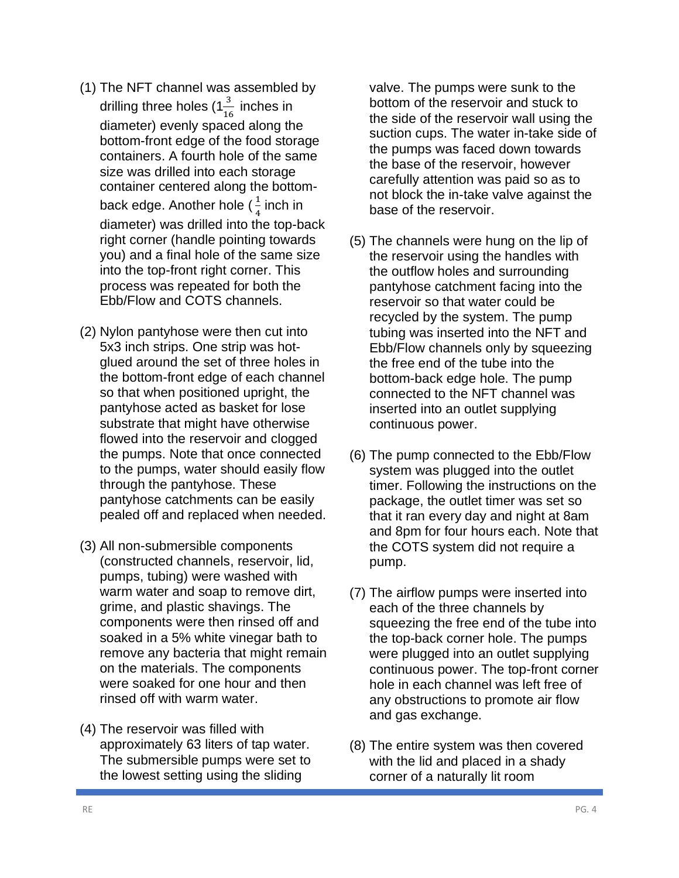(1) The NFT channel was assembled by drilling three holes ($1\frac{3}{16}$ inches in diameter) evenly spaced along the bottom-front edge of the food storage containers. A fourth hole of the same size was drilled into each storage container centered along the bottom-back edge. Another hole ($\frac{1}{4}$ inch in diameter) was drilled into the top-back right corner (handle pointing towards you) and a final hole of the same size into the top-front right corner. This process was repeated for both the Ebb/Flow and COTS channels.

(2) Nylon pantyhose were then cut into 5x3 inch strips. One strip was hot-glued around the set of three holes in the bottom-front edge of each channel so that when positioned upright, the pantyhose acted as basket for lose substrate that might have otherwise flowed into the reservoir and clogged the pumps. Note that once connected to the pumps, water should easily flow through the pantyhose. These pantyhose catchments can be easily pealed off and replaced when needed.

(3) All non-submersible components (constructed channels, reservoir, lid, pumps, tubing) were washed with warm water and soap to remove dirt, grime, and plastic shavings. The components were then rinsed off and soaked in a 5% white vinegar bath to remove any bacteria that might remain on the materials. The components were soaked for one hour and then rinsed off with warm water.

(4) The reservoir was filled with approximately 63 liters of tap water. The submersible pumps were set to the lowest setting using the sliding valve. The pumps were sunk to the bottom of the reservoir and stuck to the side of the reservoir wall using the suction cups. The water in-take side of the pumps was faced down towards the base of the reservoir, however carefully attention was paid so as to not block the in-take valve against the base of the reservoir.

(5) The channels were hung on the lip of the reservoir using the handles with the outflow holes and surrounding pantyhose catchment facing into the reservoir so that water could be recycled by the system. The pump tubing was inserted into the NFT and Ebb/Flow channels only by squeezing the free end of the tube into the bottom-back edge hole. The pump connected to the NFT channel was inserted into an outlet supplying continuous power.

(6) The pump connected to the Ebb/Flow system was plugged into the outlet timer. Following the instructions on the package, the outlet timer was set so that it ran every day and night at 8am and 8pm for four hours each. Note that the COTS system did not require a pump.

(7) The airflow pumps were inserted into each of the three channels by squeezing the free end of the tube into the top-back corner hole. The pumps were plugged into an outlet supplying continuous power. The top-front corner hole in each channel was left free of any obstructions to promote air flow and gas exchange.

(8) The entire system was then covered with the lid and placed in a shady corner of a naturally lit room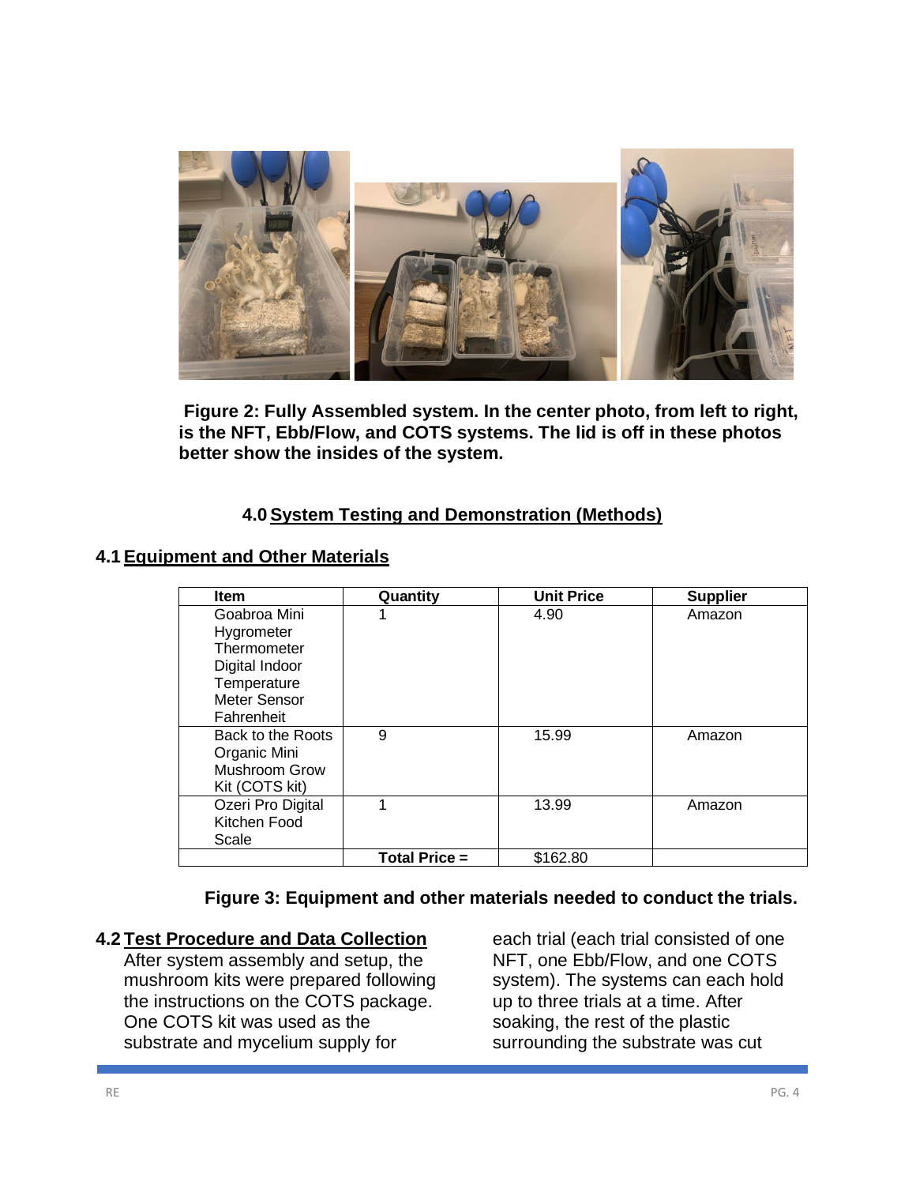**Figure 2: Fully Assembled system. In the center photo, from left to right, is the NFT, Ebb/Flow, and COTS systems. The lid is off in these photos better show the insides of the system.**

## 4.0 System Testing and Demonstration (Methods)

### 4.1 Equipment and Other Materials

| Item | Quantity | Unit Price | Supplier |
|---|---|---|---|
| Goabroa Mini Hygrometer Thermometer Digital Indoor Temperature Meter Sensor Fahrenheit | 1 | 4.90 | Amazon |
| Back to the Roots Organic Mini Mushroom Grow Kit (COTS kit) | 9 | 15.99 | Amazon |
| Ozeri Pro Digital Kitchen Food Scale | 1 | 13.99 | Amazon |
| | **Total Price =** | $162.80 | |

**Figure 3: Equipment and other materials needed to conduct the trials.**

### 4.2 Test Procedure and Data Collection

After system assembly and setup, the mushroom kits were prepared following the instructions on the COTS package. One COTS kit was used as the substrate and mycelium supply for each trial (each trial consisted of one NFT, one Ebb/Flow, and one COTS system). The systems can each hold up to three trials at a time. After soaking, the rest of the plastic surrounding the substrate was cut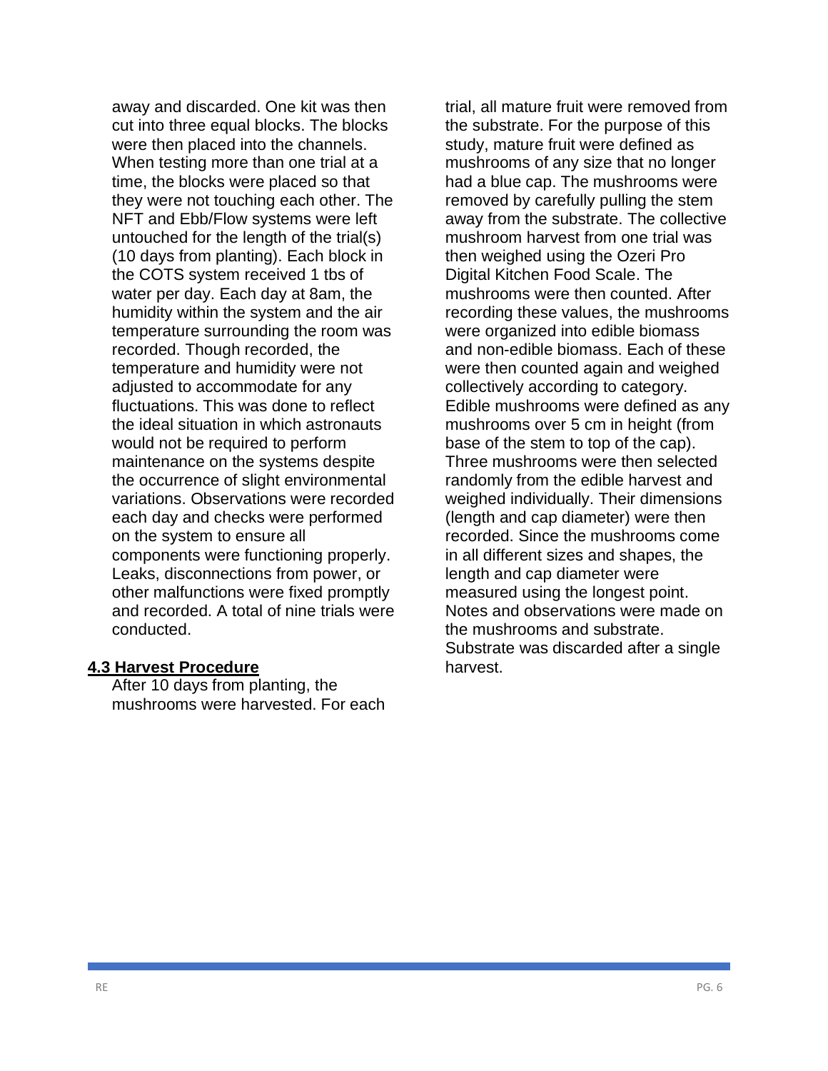away and discarded. One kit was then cut into three equal blocks. The blocks were then placed into the channels. When testing more than one trial at a time, the blocks were placed so that they were not touching each other. The NFT and Ebb/Flow systems were left untouched for the length of the trial(s) (10 days from planting). Each block in the COTS system received 1 tbs of water per day. Each day at 8am, the humidity within the system and the air temperature surrounding the room was recorded. Though recorded, the temperature and humidity were not adjusted to accommodate for any fluctuations. This was done to reflect the ideal situation in which astronauts would not be required to perform maintenance on the systems despite the occurrence of slight environmental variations. Observations were recorded each day and checks were performed on the system to ensure all components were functioning properly. Leaks, disconnections from power, or other malfunctions were fixed promptly and recorded. A total of nine trials were conducted.

### 4.3 Harvest Procedure

After 10 days from planting, the mushrooms were harvested. For each trial, all mature fruit were removed from the substrate. For the purpose of this study, mature fruit were defined as mushrooms of any size that no longer had a blue cap. The mushrooms were removed by carefully pulling the stem away from the substrate. The collective mushroom harvest from one trial was then weighed using the Ozeri Pro Digital Kitchen Food Scale. The mushrooms were then counted. After recording these values, the mushrooms were organized into edible biomass and non-edible biomass. Each of these were then counted again and weighed collectively according to category. Edible mushrooms were defined as any mushrooms over 5 cm in height (from base of the stem to top of the cap). Three mushrooms were then selected randomly from the edible harvest and weighed individually. Their dimensions (length and cap diameter) were then recorded. Since the mushrooms come in all different sizes and shapes, the length and cap diameter were measured using the longest point. Notes and observations were made on the mushrooms and substrate. Substrate was discarded after a single harvest.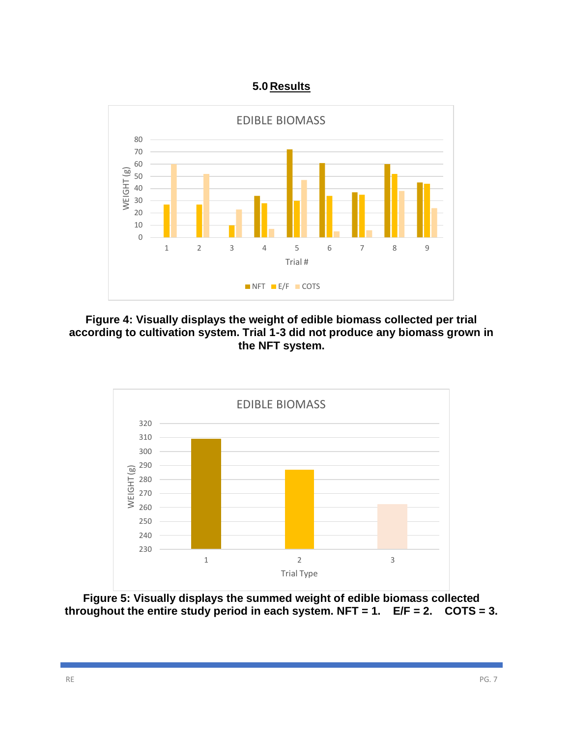## 5.0 Results

**Figure 4: Visually displays the weight of edible biomass collected per trial according to cultivation system. Trial 1-3 did not produce any biomass grown in the NFT system.**

**Figure 5: Visually displays the summed weight of edible biomass collected throughout the entire study period in each system. NFT = 1. E/F = 2. COTS = 3.**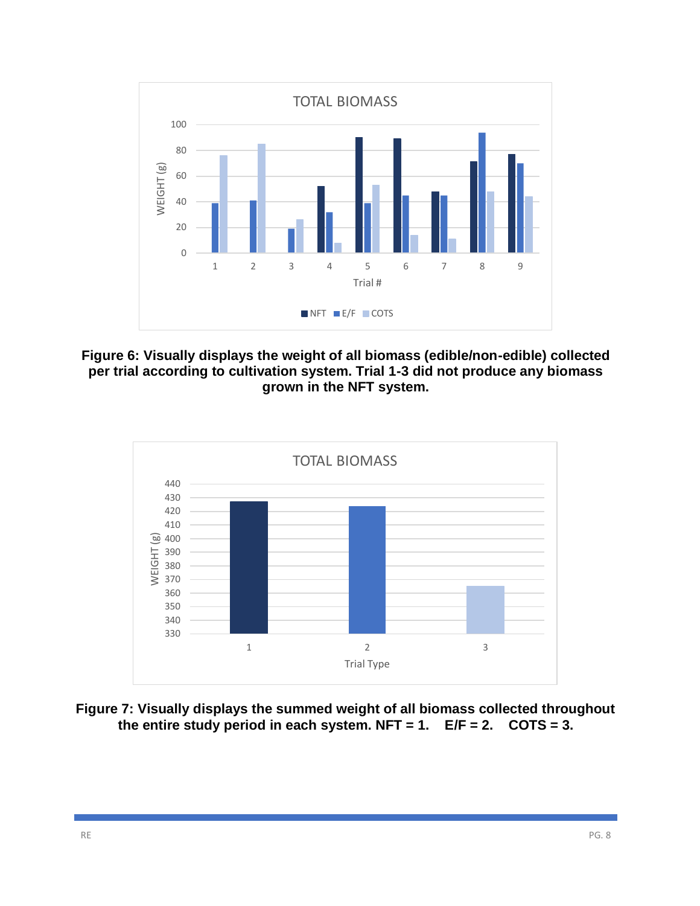**Figure 6: Visually displays the weight of all biomass (edible/non-edible) collected per trial according to cultivation system. Trial 1-3 did not produce any biomass grown in the NFT system.**

**Figure 7: Visually displays the summed weight of all biomass collected throughout the entire study period in each system. NFT = 1. E/F = 2. COTS = 3.**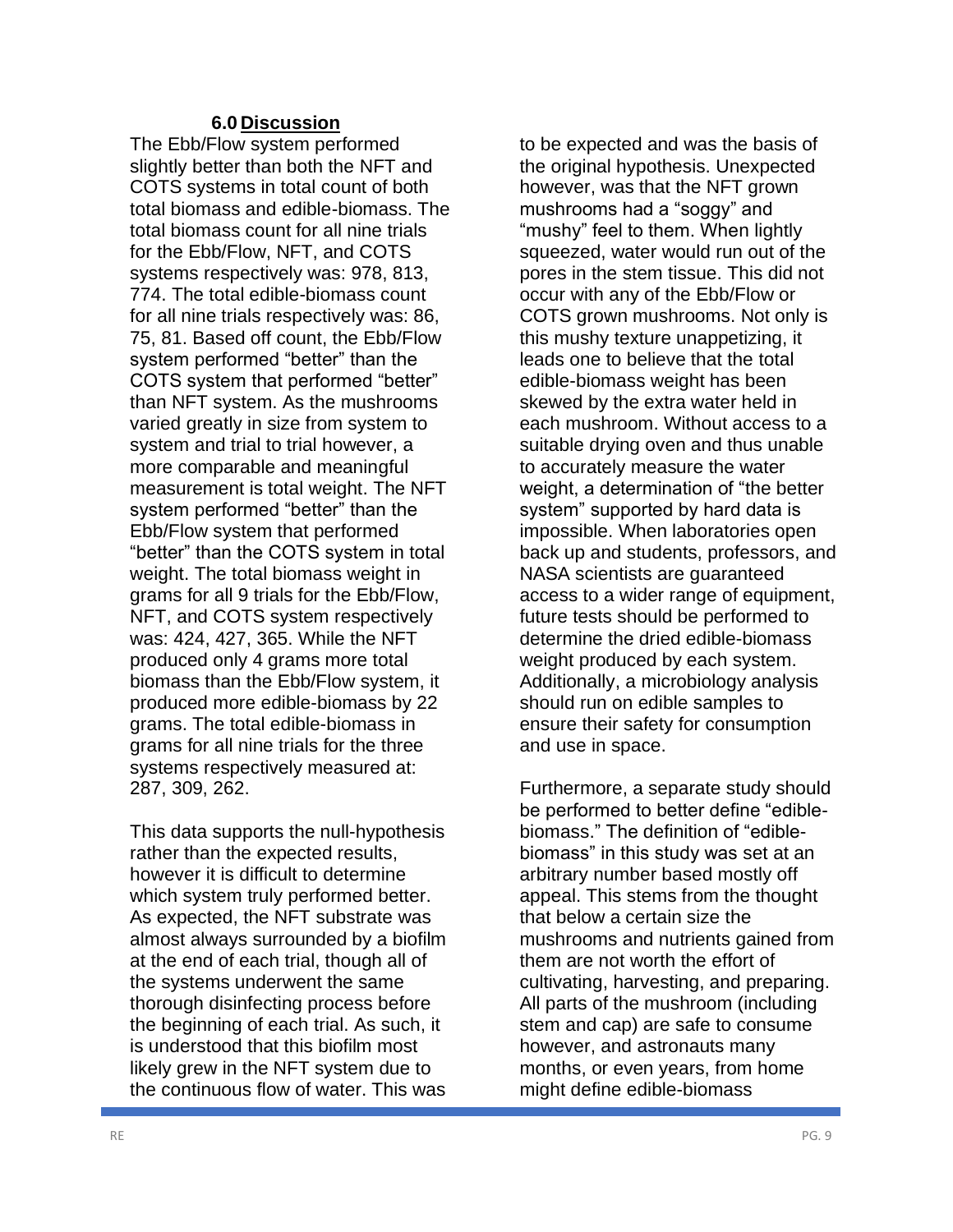## 6.0 Discussion

The Ebb/Flow system performed slightly better than both the NFT and COTS systems in total count of both total biomass and edible-biomass. The total biomass count for all nine trials for the Ebb/Flow, NFT, and COTS systems respectively was: 978, 813, 774. The total edible-biomass count for all nine trials respectively was: 86, 75, 81. Based off count, the Ebb/Flow system performed "better" than the COTS system that performed "better" than NFT system. As the mushrooms varied greatly in size from system to system and trial to trial however, a more comparable and meaningful measurement is total weight. The NFT system performed "better" than the Ebb/Flow system that performed "better" than the COTS system in total weight. The total biomass weight in grams for all 9 trials for the Ebb/Flow, NFT, and COTS system respectively was: 424, 427, 365. While the NFT produced only 4 grams more total biomass than the Ebb/Flow system, it produced more edible-biomass by 22 grams. The total edible-biomass in grams for all nine trials for the three systems respectively measured at: 287, 309, 262.

This data supports the null-hypothesis rather than the expected results, however it is difficult to determine which system truly performed better. As expected, the NFT substrate was almost always surrounded by a biofilm at the end of each trial, though all of the systems underwent the same thorough disinfecting process before the beginning of each trial. As such, it is understood that this biofilm most likely grew in the NFT system due to the continuous flow of water. This was to be expected and was the basis of the original hypothesis. Unexpected however, was that the NFT grown mushrooms had a "soggy" and "mushy" feel to them. When lightly squeezed, water would run out of the pores in the stem tissue. This did not occur with any of the Ebb/Flow or COTS grown mushrooms. Not only is this mushy texture unappetizing, it leads one to believe that the total edible-biomass weight has been skewed by the extra water held in each mushroom. Without access to a suitable drying oven and thus unable to accurately measure the water weight, a determination of "the better system" supported by hard data is impossible. When laboratories open back up and students, professors, and NASA scientists are guaranteed access to a wider range of equipment, future tests should be performed to determine the dried edible-biomass weight produced by each system. Additionally, a microbiology analysis should run on edible samples to ensure their safety for consumption and use in space.

Furthermore, a separate study should be performed to better define "edible-biomass." The definition of "edible-biomass" in this study was set at an arbitrary number based mostly off appeal. This stems from the thought that below a certain size the mushrooms and nutrients gained from them are not worth the effort of cultivating, harvesting, and preparing. All parts of the mushroom (including stem and cap) are safe to consume however, and astronauts many months, or even years, from home might define edible-biomass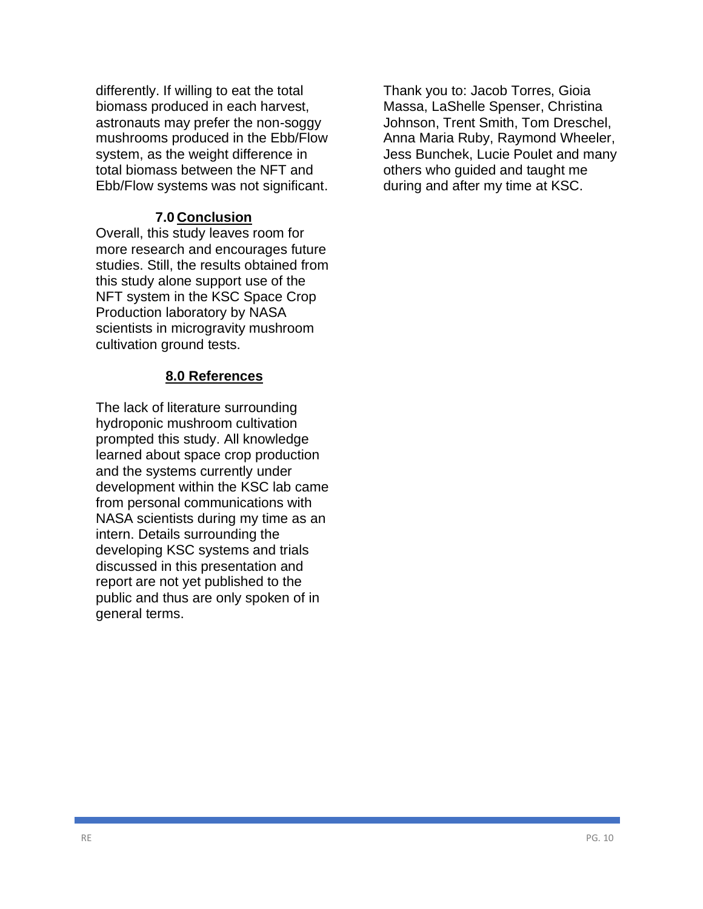differently. If willing to eat the total biomass produced in each harvest, astronauts may prefer the non-soggy mushrooms produced in the Ebb/Flow system, as the weight difference in total biomass between the NFT and Ebb/Flow systems was not significant.

## 7.0 Conclusion

Overall, this study leaves room for more research and encourages future studies. Still, the results obtained from this study alone support use of the NFT system in the KSC Space Crop Production laboratory by NASA scientists in microgravity mushroom cultivation ground tests.

## 8.0 References

The lack of literature surrounding hydroponic mushroom cultivation prompted this study. All knowledge learned about space crop production and the systems currently under development within the KSC lab came from personal communications with NASA scientists during my time as an intern. Details surrounding the developing KSC systems and trials discussed in this presentation and report are not yet published to the public and thus are only spoken of in general terms.

Thank you to: Jacob Torres, Gioia Massa, LaShelle Spenser, Christina Johnson, Trent Smith, Tom Dreschel, Anna Maria Ruby, Raymond Wheeler, Jess Bunchek, Lucie Poulet and many others who guided and taught me during and after my time at KSC.